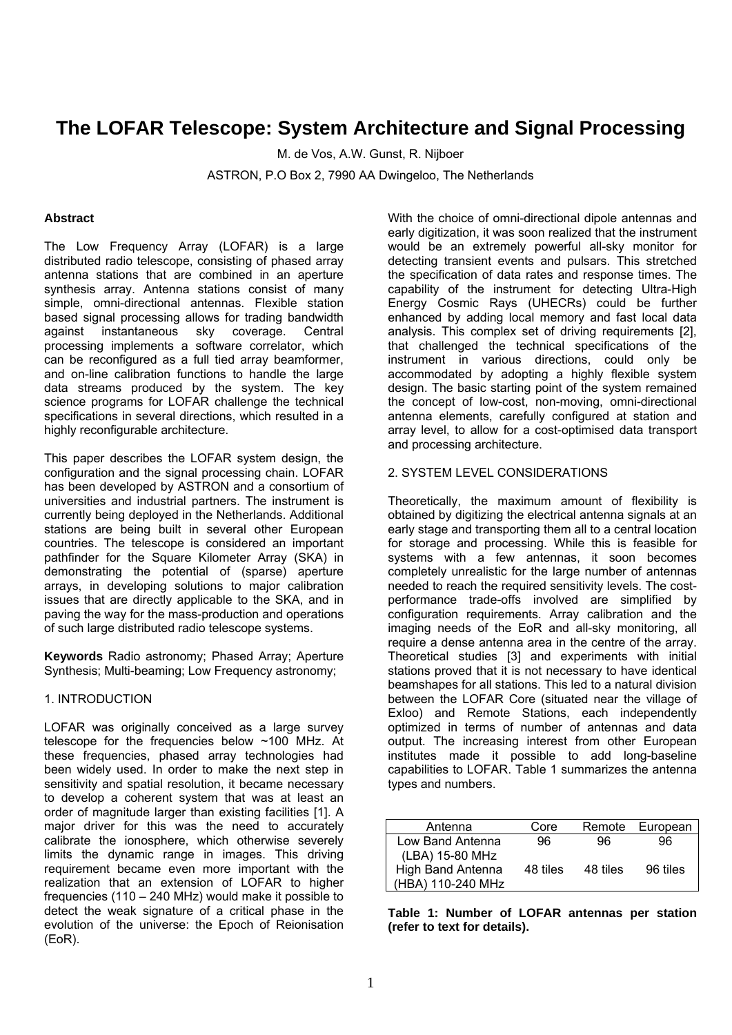# The LOFAR Telescope: System Architecture and Signal Processing

M. de Vos, A.W. Gunst, R. Nijboer

ASTRON, P.O Box 2, 7990 AA Dwingeloo, The Netherlands

**Abstract**

The Low Frequency Array (LOFAR) is a large distributed radio telescope, consisting of phased array antenna stations that are combined in an aperture synthesis array. Antenna stations consist of many simple, omni-directional antennas. Flexible station based signal processing allows for trading bandwidth against instantaneous sky coverage. Central processing implements a software correlator, which can be reconfigured as a full tied array beamformer, and on-line calibration functions to handle the large data streams produced by the system. The key science programs for LOFAR challenge the technical specifications in several directions, which resulted in a highly reconfigurable architecture.

This paper describes the LOFAR system design, the configuration and the signal processing chain. LOFAR has been developed by ASTRON and a consortium of universities and industrial partners. The instrument is currently being deployed in the Netherlands. Additional stations are being built in several other European countries. The telescope is considered an important pathfinder for the Square Kilometer Array (SKA) in demonstrating the potential of (sparse) aperture arrays, in developing solutions to major calibration issues that are directly applicable to the SKA, and in paving the way for the mass-production and operations of such large distributed radio telescope systems.

**Keywords** Radio astronomy; Phased Array; Aperture Synthesis; Multi-beaming; Low Frequency astronomy;

## 1. INTRODUCTION

LOFAR was originally conceived as a large survey telescope for the frequencies below ~100 MHz. At these frequencies, phased array technologies had been widely used. In order to make the next step in sensitivity and spatial resolution, it became necessary to develop a coherent system that was at least an order of magnitude larger than existing facilities [1]. A major driver for this was the need to accurately calibrate the ionosphere, which otherwise severely limits the dynamic range in images. This driving requirement became even more important with the realization that an extension of LOFAR to higher frequencies (110 – 240 MHz) would make it possible to detect the weak signature of a critical phase in the evolution of the universe: the Epoch of Reionisation (EoR).

With the choice of omni-directional dipole antennas and early digitization, it was soon realized that the instrument would be an extremely powerful all-sky monitor for detecting transient events and pulsars. This stretched the specification of data rates and response times. The capability of the instrument for detecting Ultra-High Energy Cosmic Rays (UHECRs) could be further enhanced by adding local memory and fast local data analysis. This complex set of driving requirements [2], that challenged the technical specifications of the instrument in various directions, could only be accommodated by adopting a highly flexible system design. The basic starting point of the system remained the concept of low-cost, non-moving, omni-directional antenna elements, carefully configured at station and array level, to allow for a cost-optimised data transport and processing architecture.

## 2. SYSTEM LEVEL CONSIDERATIONS

Theoretically, the maximum amount of flexibility is obtained by digitizing the electrical antenna signals at an early stage and transporting them all to a central location for storage and processing. While this is feasible for systems with a few antennas, it soon becomes completely unrealistic for the large number of antennas needed to reach the required sensitivity levels. The cost-performance trade-offs involved are simplified by configuration requirements. Array calibration and the imaging needs of the EoR and all-sky monitoring, all require a dense antenna area in the centre of the array. Theoretical studies [3] and experiments with initial stations proved that it is not necessary to have identical beamshapes for all stations. This led to a natural division between the LOFAR Core (situated near the village of Exloo) and Remote Stations, each independently optimized in terms of number of antennas and data output. The increasing interest from other European institutes made it possible to add long-baseline capabilities to LOFAR. Table 1 summarizes the antenna types and numbers.

| Antenna | Core | Remote | European |
|---|---|---|---|
| Low Band Antenna (LBA) 15-80 MHz | 96 | 96 | 96 |
| High Band Antenna (HBA) 110-240 MHz | 48 tiles | 48 tiles | 96 tiles |

**Table 1: Number of LOFAR antennas per station (refer to text for details).**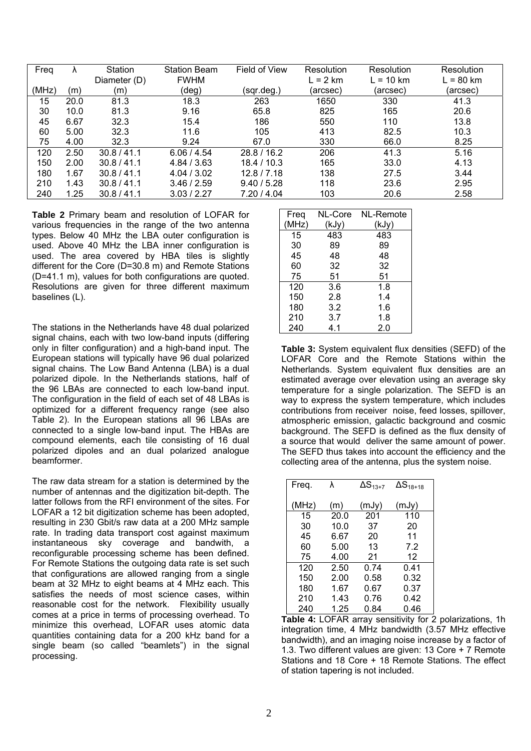| Freq | λ | Station Diameter (D) | Station Beam FWHM | Field of View | Resolution L = 2 km | Resolution L = 10 km | Resolution L = 80 km |
|---|---|---|---|---|---|---|---|
| (MHz) | (m) | (m) | (deg) | (sqr.deg.) | (arcsec) | (arcsec) | (arcsec) |
| 15 | 20.0 | 81.3 | 18.3 | 263 | 1650 | 330 | 41.3 |
| 30 | 10.0 | 81.3 | 9.16 | 65.8 | 825 | 165 | 20.6 |
| 45 | 6.67 | 32.3 | 15.4 | 186 | 550 | 110 | 13.8 |
| 60 | 5.00 | 32.3 | 11.6 | 105 | 413 | 82.5 | 10.3 |
| 75 | 4.00 | 32.3 | 9.24 | 67.0 | 330 | 66.0 | 8.25 |
| 120 | 2.50 | 30.8 / 41.1 | 6.06 / 4.54 | 28.8 / 16.2 | 206 | 41.3 | 5.16 |
| 150 | 2.00 | 30.8 / 41.1 | 4.84 / 3.63 | 18.4 / 10.3 | 165 | 33.0 | 4.13 |
| 180 | 1.67 | 30.8 / 41.1 | 4.04 / 3.02 | 12.8 / 7.18 | 138 | 27.5 | 3.44 |
| 210 | 1.43 | 30.8 / 41.1 | 3.46 / 2.59 | 9.40 / 5.28 | 118 | 23.6 | 2.95 |
| 240 | 1.25 | 30.8 / 41.1 | 3.03 / 2.27 | 7.20 / 4.04 | 103 | 20.6 | 2.58 |

**Table 2** Primary beam and resolution of LOFAR for various frequencies in the range of the two antenna types. Below 40 MHz the LBA outer configuration is used. Above 40 MHz the LBA inner configuration is used. The area covered by HBA tiles is slightly different for the Core (D=30.8 m) and Remote Stations (D=41.1 m), values for both configurations are quoted. Resolutions are given for three different maximum baselines (L).

The stations in the Netherlands have 48 dual polarized signal chains, each with two low-band inputs (differing only in filter configuration) and a high-band input. The European stations will typically have 96 dual polarized signal chains. The Low Band Antenna (LBA) is a dual polarized dipole. In the Netherlands stations, half of the 96 LBAs are connected to each low-band input. The configuration in the field of each set of 48 LBAs is optimized for a different frequency range (see also Table 2). In the European stations all 96 LBAs are connected to a single low-band input. The HBAs are compound elements, each tile consisting of 16 dual polarized dipoles and an dual polarized analogue beamformer.

The raw data stream for a station is determined by the number of antennas and the digitization bit-depth. The latter follows from the RFI environment of the sites. For LOFAR a 12 bit digitization scheme has been adopted, resulting in 230 Gbit/s raw data at a 200 MHz sample rate. In trading data transport cost against maximum instantaneous sky coverage and bandwith, a reconfigurable processing scheme has been defined. For Remote Stations the outgoing data rate is set such that configurations are allowed ranging from a single beam at 32 MHz to eight beams at 4 MHz each. This satisfies the needs of most science cases, within reasonable cost for the network. Flexibility usually comes at a price in terms of processing overhead. To minimize this overhead, LOFAR uses atomic data quantities containing data for a 200 kHz band for a single beam (so called "beamlets") in the signal processing.

| Freq | NL-Core | NL-Remote |
|---|---|---|
| (MHz) | (kJy) | (kJy) |
| 15 | 483 | 483 |
| 30 | 89 | 89 |
| 45 | 48 | 48 |
| 60 | 32 | 32 |
| 75 | 51 | 51 |
| 120 | 3.6 | 1.8 |
| 150 | 2.8 | 1.4 |
| 180 | 3.2 | 1.6 |
| 210 | 3.7 | 1.8 |
| 240 | 4.1 | 2.0 |

**Table 3:** System equivalent flux densities (SEFD) of the LOFAR Core and the Remote Stations within the Netherlands. System equivalent flux densities are an estimated average over elevation using an average sky temperature for a single polarization. The SEFD is an way to express the system temperature, which includes contributions from receiver noise, feed losses, spillover, atmospheric emission, galactic background and cosmic background. The SEFD is defined as the flux density of a source that would deliver the same amount of power. The SEFD thus takes into account the efficiency and the collecting area of the antenna, plus the system noise.

| Freq. | λ | $\Delta S_{13+7}$ | $\Delta S_{18+18}$ |
|---|---|---|---|
| (MHz) | (m) | (mJy) | (mJy) |
| 15 | 20.0 | 201 | 110 |
| 30 | 10.0 | 37 | 20 |
| 45 | 6.67 | 20 | 11 |
| 60 | 5.00 | 13 | 7.2 |
| 75 | 4.00 | 21 | 12 |
| 120 | 2.50 | 0.74 | 0.41 |
| 150 | 2.00 | 0.58 | 0.32 |
| 180 | 1.67 | 0.67 | 0.37 |
| 210 | 1.43 | 0.76 | 0.42 |
| 240 | 1.25 | 0.84 | 0.46 |

**Table 4:** LOFAR array sensitivity for 2 polarizations, 1h integration time, 4 MHz bandwidth (3.57 MHz effective bandwidth), and an imaging noise increase by a factor of 1.3. Two different values are given: 13 Core + 7 Remote Stations and 18 Core + 18 Remote Stations. The effect of station tapering is not included.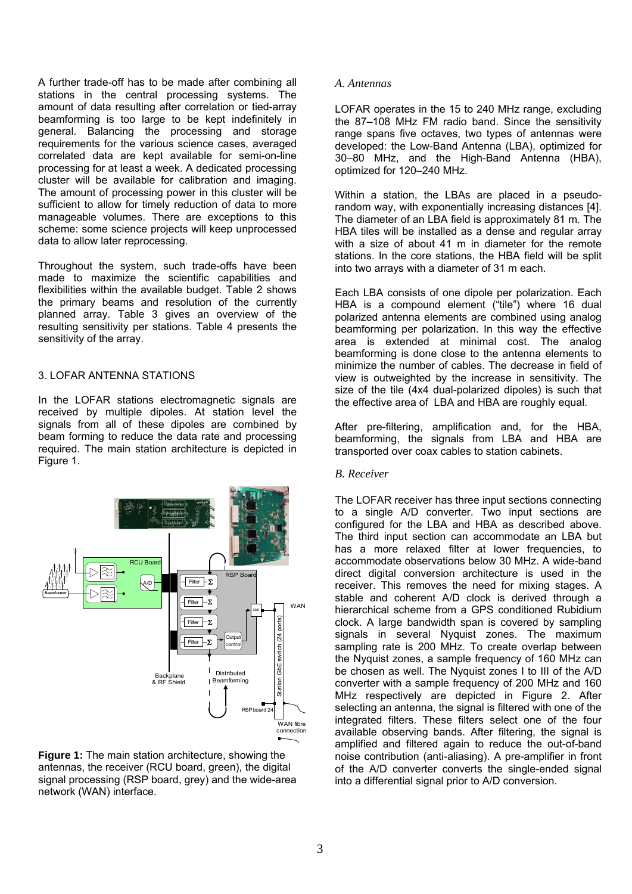A further trade-off has to be made after combining all stations in the central processing systems. The amount of data resulting after correlation or tied-array beamforming is too large to be kept indefinitely in general. Balancing the processing and storage requirements for the various science cases, averaged correlated data are kept available for semi-on-line processing for at least a week. A dedicated processing cluster will be available for calibration and imaging. The amount of processing power in this cluster will be sufficient to allow for timely reduction of data to more manageable volumes. There are exceptions to this scheme: some science projects will keep unprocessed data to allow later reprocessing.

Throughout the system, such trade-offs have been made to maximize the scientific capabilities and flexibilities within the available budget. Table 2 shows the primary beams and resolution of the currently planned array. Table 3 gives an overview of the resulting sensitivity per stations. Table 4 presents the sensitivity of the array.

## 3. LOFAR ANTENNA STATIONS

In the LOFAR stations electromagnetic signals are received by multiple dipoles. At station level the signals from all of these dipoles are combined by beam forming to reduce the data rate and processing required. The main station architecture is depicted in Figure 1.

**Figure 1:** The main station architecture, showing the antennas, the receiver (RCU board, green), the digital signal processing (RSP board, grey) and the wide-area network (WAN) interface.

### *A. Antennas*

LOFAR operates in the 15 to 240 MHz range, excluding the 87–108 MHz FM radio band. Since the sensitivity range spans five octaves, two types of antennas were developed: the Low-Band Antenna (LBA), optimized for 30–80 MHz, and the High-Band Antenna (HBA), optimized for 120–240 MHz.

Within a station, the LBAs are placed in a pseudo-random way, with exponentially increasing distances [4]. The diameter of an LBA field is approximately 81 m. The HBA tiles will be installed as a dense and regular array with a size of about 41 m in diameter for the remote stations. In the core stations, the HBA field will be split into two arrays with a diameter of 31 m each.

Each LBA consists of one dipole per polarization. Each HBA is a compound element ("tile") where 16 dual polarized antenna elements are combined using analog beamforming per polarization. In this way the effective area is extended at minimal cost. The analog beamforming is done close to the antenna elements to minimize the number of cables. The decrease in field of view is outweighted by the increase in sensitivity. The size of the tile (4x4 dual-polarized dipoles) is such that the effective area of LBA and HBA are roughly equal.

After pre-filtering, amplification and, for the HBA, beamforming, the signals from LBA and HBA are transported over coax cables to station cabinets.

### *B. Receiver*

The LOFAR receiver has three input sections connecting to a single A/D converter. Two input sections are configured for the LBA and HBA as described above. The third input section can accommodate an LBA but has a more relaxed filter at lower frequencies, to accommodate observations below 30 MHz. A wide-band direct digital conversion architecture is used in the receiver. This removes the need for mixing stages. A stable and coherent A/D clock is derived through a hierarchical scheme from a GPS conditioned Rubidium clock. A large bandwidth span is covered by sampling signals in several Nyquist zones. The maximum sampling rate is 200 MHz. To create overlap between the Nyquist zones, a sample frequency of 160 MHz can be chosen as well. The Nyquist zones I to III of the A/D converter with a sample frequency of 200 MHz and 160 MHz respectively are depicted in Figure 2. After selecting an antenna, the signal is filtered with one of the integrated filters. These filters select one of the four available observing bands. After filtering, the signal is amplified and filtered again to reduce the out-of-band noise contribution (anti-aliasing). A pre-amplifier in front of the A/D converter converts the single-ended signal into a differential signal prior to A/D conversion.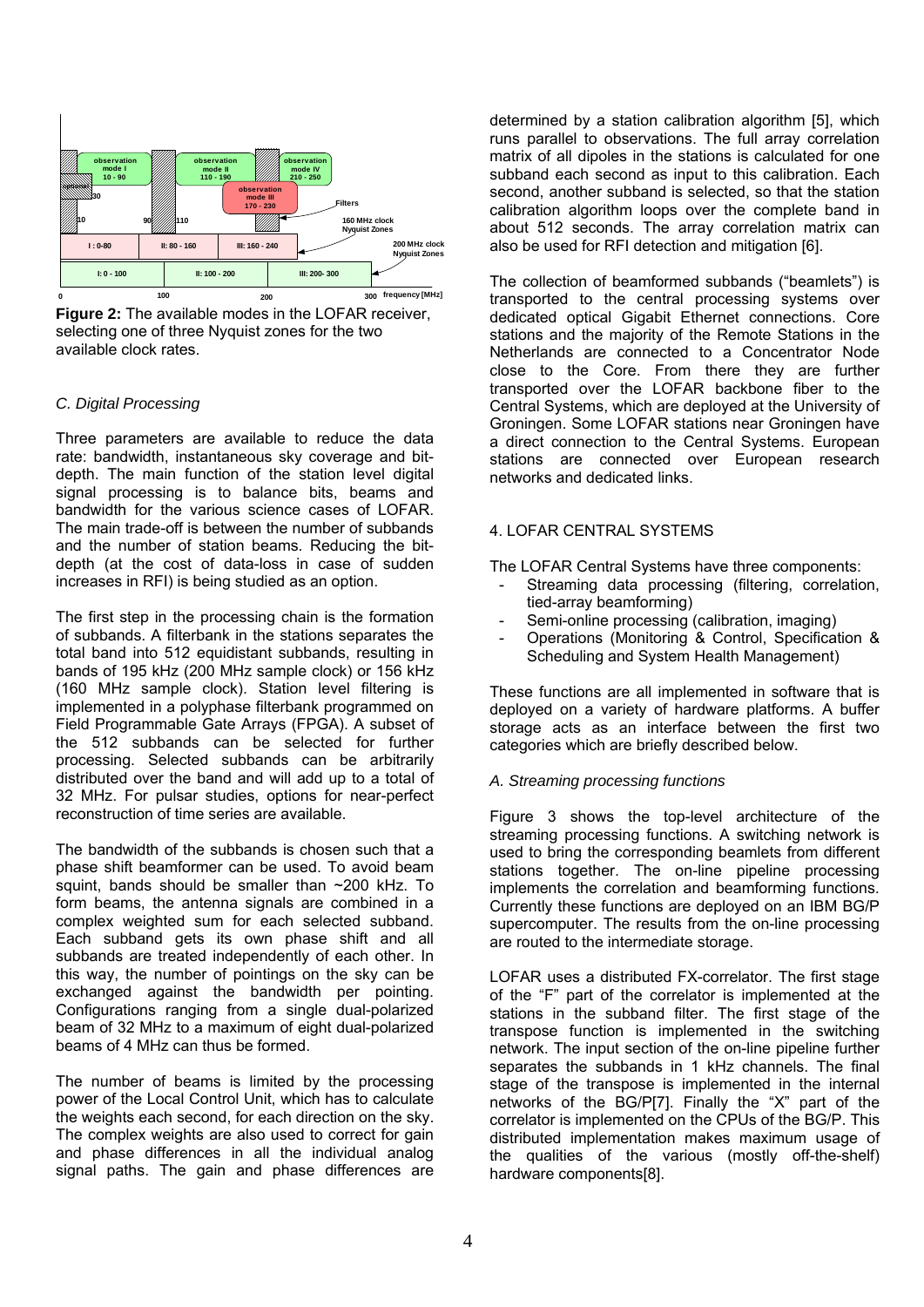**Figure 2:** The available modes in the LOFAR receiver, selecting one of three Nyquist zones for the two available clock rates.

*C. Digital Processing*

Three parameters are available to reduce the data rate: bandwidth, instantaneous sky coverage and bit-depth. The main function of the station level digital signal processing is to balance bits, beams and bandwidth for the various science cases of LOFAR. The main trade-off is between the number of subbands and the number of station beams. Reducing the bit-depth (at the cost of data-loss in case of sudden increases in RFI) is being studied as an option.

The first step in the processing chain is the formation of subbands. A filterbank in the stations separates the total band into 512 equidistant subbands, resulting in bands of 195 kHz (200 MHz sample clock) or 156 kHz (160 MHz sample clock). Station level filtering is implemented in a polyphase filterbank programmed on Field Programmable Gate Arrays (FPGA). A subset of the 512 subbands can be selected for further processing. Selected subbands can be arbitrarily distributed over the band and will add up to a total of 32 MHz. For pulsar studies, options for near-perfect reconstruction of time series are available.

The bandwidth of the subbands is chosen such that a phase shift beamformer can be used. To avoid beam squint, bands should be smaller than ~200 kHz. To form beams, the antenna signals are combined in a complex weighted sum for each selected subband. Each subband gets its own phase shift and all subbands are treated independently of each other. In this way, the number of pointings on the sky can be exchanged against the bandwidth per pointing. Configurations ranging from a single dual-polarized beam of 32 MHz to a maximum of eight dual-polarized beams of 4 MHz can thus be formed.

The number of beams is limited by the processing power of the Local Control Unit, which has to calculate the weights each second, for each direction on the sky. The complex weights are also used to correct for gain and phase differences in all the individual analog signal paths. The gain and phase differences are determined by a station calibration algorithm [5], which runs parallel to observations. The full array correlation matrix of all dipoles in the stations is calculated for one subband each second as input to this calibration. Each second, another subband is selected, so that the station calibration algorithm loops over the complete band in about 512 seconds. The array correlation matrix can also be used for RFI detection and mitigation [6].

The collection of beamformed subbands ("beamlets") is transported to the central processing systems over dedicated optical Gigabit Ethernet connections. Core stations and the majority of the Remote Stations in the Netherlands are connected to a Concentrator Node close to the Core. From there they are further transported over the LOFAR backbone fiber to the Central Systems, which are deployed at the University of Groningen. Some LOFAR stations near Groningen have a direct connection to the Central Systems. European stations are connected over European research networks and dedicated links.

## 4. LOFAR CENTRAL SYSTEMS

The LOFAR Central Systems have three components:

- Streaming data processing (filtering, correlation, tied-array beamforming)
- Semi-online processing (calibration, imaging)
- Operations (Monitoring & Control, Specification & Scheduling and System Health Management)

These functions are all implemented in software that is deployed on a variety of hardware platforms. A buffer storage acts as an interface between the first two categories which are briefly described below.

*A. Streaming processing functions*

Figure 3 shows the top-level architecture of the streaming processing functions. A switching network is used to bring the corresponding beamlets from different stations together. The on-line pipeline processing implements the correlation and beamforming functions. Currently these functions are deployed on an IBM BG/P supercomputer. The results from the on-line processing are routed to the intermediate storage.

LOFAR uses a distributed FX-correlator. The first stage of the "F" part of the correlator is implemented at the stations in the subband filter. The first stage of the transpose function is implemented in the switching network. The input section of the on-line pipeline further separates the subbands in 1 kHz channels. The final stage of the transpose is implemented in the internal networks of the BG/P[7]. Finally the "X" part of the correlator is implemented on the CPUs of the BG/P. This distributed implementation makes maximum usage of the qualities of the various (mostly off-the-shelf) hardware components[8].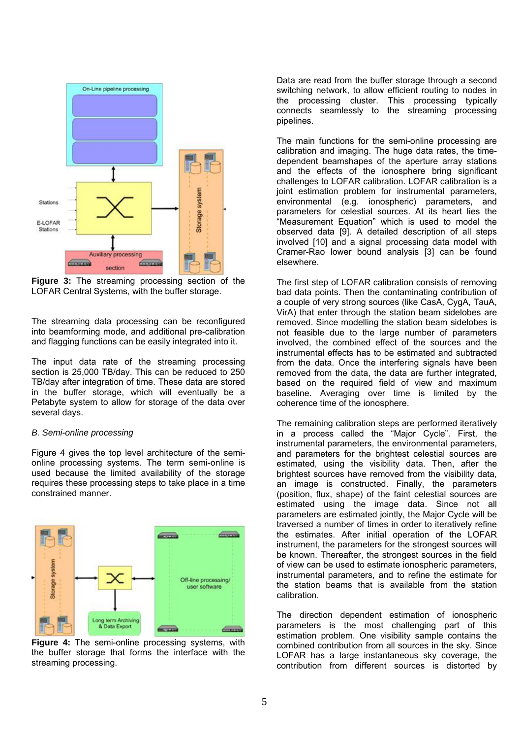**Figure 3:** The streaming processing section of the LOFAR Central Systems, with the buffer storage.

The streaming data processing can be reconfigured into beamforming mode, and additional pre-calibration and flagging functions can be easily integrated into it.

The input data rate of the streaming processing section is 25,000 TB/day. This can be reduced to 250 TB/day after integration of time. These data are stored in the buffer storage, which will eventually be a Petabyte system to allow for storage of the data over several days.

*B. Semi-online processing*

Figure 4 gives the top level architecture of the semi-online processing systems. The term semi-online is used because the limited availability of the storage requires these processing steps to take place in a time constrained manner.

**Figure 4:** The semi-online processing systems, with the buffer storage that forms the interface with the streaming processing.

Data are read from the buffer storage through a second switching network, to allow efficient routing to nodes in the processing cluster. This processing typically connects seamlessly to the streaming processing pipelines.

The main functions for the semi-online processing are calibration and imaging. The huge data rates, the time-dependent beamshapes of the aperture array stations and the effects of the ionosphere bring significant challenges to LOFAR calibration. LOFAR calibration is a joint estimation problem for instrumental parameters, environmental (e.g. ionospheric) parameters, and parameters for celestial sources. At its heart lies the "Measurement Equation" which is used to model the observed data [9]. A detailed description of all steps involved [10] and a signal processing data model with Cramer-Rao lower bound analysis [3] can be found elsewhere.

The first step of LOFAR calibration consists of removing bad data points. Then the contaminating contribution of a couple of very strong sources (like CasA, CygA, TauA, VirA) that enter through the station beam sidelobes are removed. Since modelling the station beam sidelobes is not feasible due to the large number of parameters involved, the combined effect of the sources and the instrumental effects has to be estimated and subtracted from the data. Once the interfering signals have been removed from the data, the data are further integrated, based on the required field of view and maximum baseline. Averaging over time is limited by the coherence time of the ionosphere.

The remaining calibration steps are performed iteratively in a process called the "Major Cycle". First, the instrumental parameters, the environmental parameters, and parameters for the brightest celestial sources are estimated, using the visibility data. Then, after the brightest sources have removed from the visibility data, an image is constructed. Finally, the parameters (position, flux, shape) of the faint celestial sources are estimated using the image data. Since not all parameters are estimated jointly, the Major Cycle will be traversed a number of times in order to iteratively refine the estimates. After initial operation of the LOFAR instrument, the parameters for the strongest sources will be known. Thereafter, the strongest sources in the field of view can be used to estimate ionospheric parameters, instrumental parameters, and to refine the estimate for the station beams that is available from the station calibration.

The direction dependent estimation of ionospheric parameters is the most challenging part of this estimation problem. One visibility sample contains the combined contribution from all sources in the sky. Since LOFAR has a large instantaneous sky coverage, the contribution from different sources is distorted by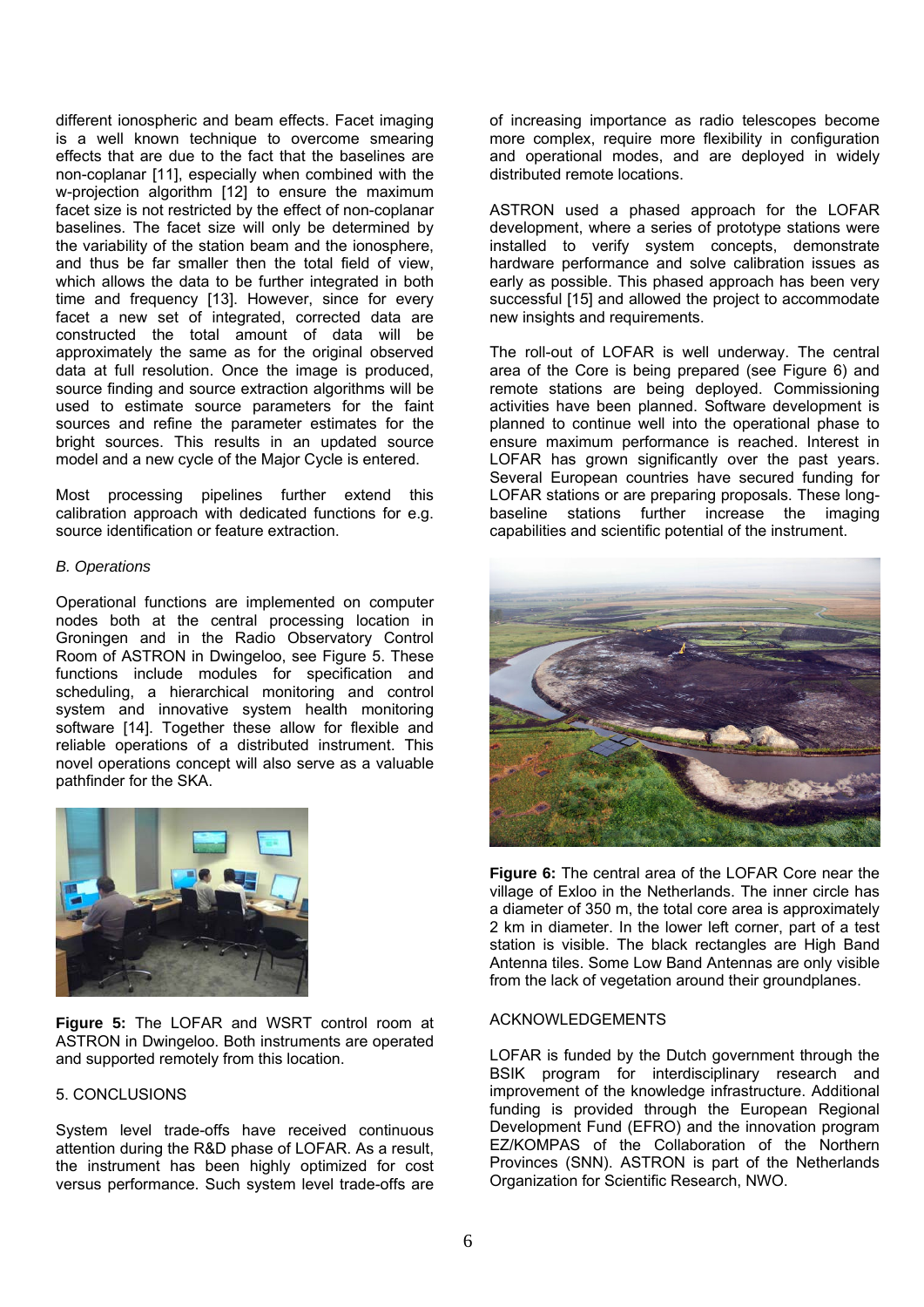different ionospheric and beam effects. Facet imaging is a well known technique to overcome smearing effects that are due to the fact that the baselines are non-coplanar [11], especially when combined with the w-projection algorithm [12] to ensure the maximum facet size is not restricted by the effect of non-coplanar baselines. The facet size will only be determined by the variability of the station beam and the ionosphere, and thus be far smaller then the total field of view, which allows the data to be further integrated in both time and frequency [13]. However, since for every facet a new set of integrated, corrected data are constructed the total amount of data will be approximately the same as for the original observed data at full resolution. Once the image is produced, source finding and source extraction algorithms will be used to estimate source parameters for the faint sources and refine the parameter estimates for the bright sources. This results in an updated source model and a new cycle of the Major Cycle is entered.

Most processing pipelines further extend this calibration approach with dedicated functions for e.g. source identification or feature extraction.

### *B. Operations*

Operational functions are implemented on computer nodes both at the central processing location in Groningen and in the Radio Observatory Control Room of ASTRON in Dwingeloo, see Figure 5. These functions include modules for specification and scheduling, a hierarchical monitoring and control system and innovative system health monitoring software [14]. Together these allow for flexible and reliable operations of a distributed instrument. This novel operations concept will also serve as a valuable pathfinder for the SKA.

**Figure 5:** The LOFAR and WSRT control room at ASTRON in Dwingeloo. Both instruments are operated and supported remotely from this location.

## 5. CONCLUSIONS

System level trade-offs have received continuous attention during the R&D phase of LOFAR. As a result, the instrument has been highly optimized for cost versus performance. Such system level trade-offs are of increasing importance as radio telescopes become more complex, require more flexibility in configuration and operational modes, and are deployed in widely distributed remote locations.

ASTRON used a phased approach for the LOFAR development, where a series of prototype stations were installed to verify system concepts, demonstrate hardware performance and solve calibration issues as early as possible. This phased approach has been very successful [15] and allowed the project to accommodate new insights and requirements.

The roll-out of LOFAR is well underway. The central area of the Core is being prepared (see Figure 6) and remote stations are being deployed. Commissioning activities have been planned. Software development is planned to continue well into the operational phase to ensure maximum performance is reached. Interest in LOFAR has grown significantly over the past years. Several European countries have secured funding for LOFAR stations or are preparing proposals. These long-baseline stations further increase the imaging capabilities and scientific potential of the instrument.

**Figure 6:** The central area of the LOFAR Core near the village of Exloo in the Netherlands. The inner circle has a diameter of 350 m, the total core area is approximately 2 km in diameter. In the lower left corner, part of a test station is visible. The black rectangles are High Band Antenna tiles. Some Low Band Antennas are only visible from the lack of vegetation around their groundplanes.

## ACKNOWLEDGEMENTS

LOFAR is funded by the Dutch government through the BSIK program for interdisciplinary research and improvement of the knowledge infrastructure. Additional funding is provided through the European Regional Development Fund (EFRO) and the innovation program EZ/KOMPAS of the Collaboration of the Northern Provinces (SNN). ASTRON is part of the Netherlands Organization for Scientific Research, NWO.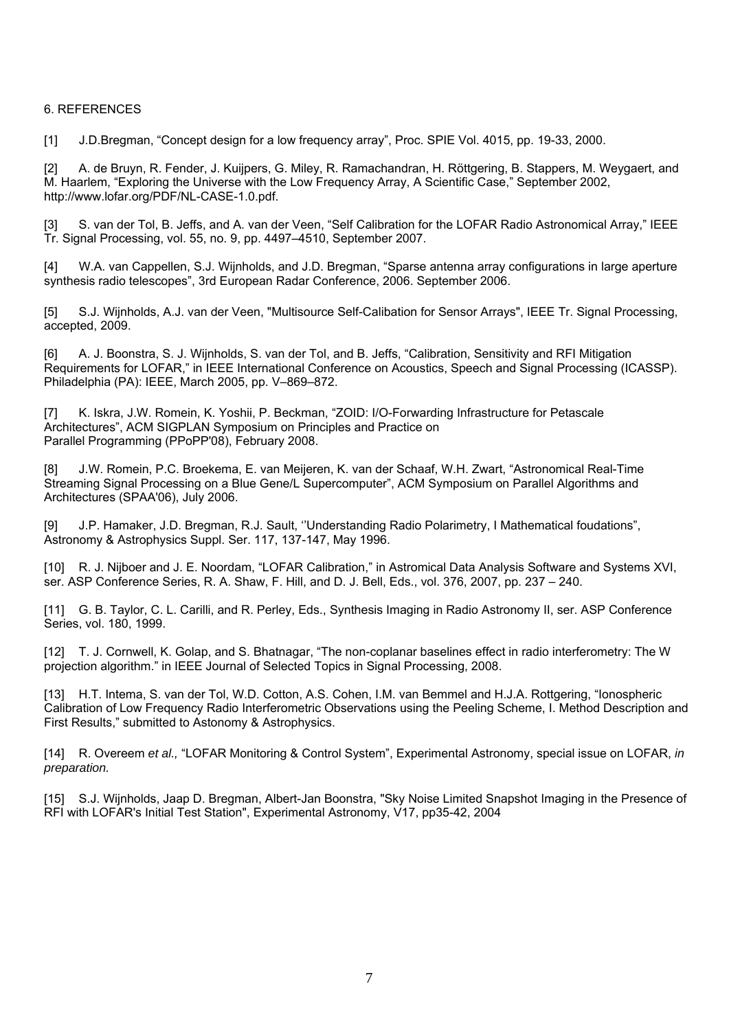## 6. REFERENCES

[1] J.D.Bregman, “Concept design for a low frequency array”, Proc. SPIE Vol. 4015, pp. 19-33, 2000.

[2] A. de Bruyn, R. Fender, J. Kuijpers, G. Miley, R. Ramachandran, H. Röttgering, B. Stappers, M. Weygaert, and M. Haarlem, “Exploring the Universe with the Low Frequency Array, A Scientific Case,” September 2002, http://www.lofar.org/PDF/NL-CASE-1.0.pdf.

[3] S. van der Tol, B. Jeffs, and A. van der Veen, “Self Calibration for the LOFAR Radio Astronomical Array,” IEEE Tr. Signal Processing, vol. 55, no. 9, pp. 4497–4510, September 2007.

[4] W.A. van Cappellen, S.J. Wijnholds, and J.D. Bregman, “Sparse antenna array configurations in large aperture synthesis radio telescopes”, 3rd European Radar Conference, 2006. September 2006.

[5] S.J. Wijnholds, A.J. van der Veen, "Multisource Self-Calibation for Sensor Arrays", IEEE Tr. Signal Processing, accepted, 2009.

[6] A. J. Boonstra, S. J. Wijnholds, S. van der Tol, and B. Jeffs, “Calibration, Sensitivity and RFI Mitigation Requirements for LOFAR,” in IEEE International Conference on Acoustics, Speech and Signal Processing (ICASSP). Philadelphia (PA): IEEE, March 2005, pp. V–869–872.

[7] K. Iskra, J.W. Romein, K. Yoshii, P. Beckman, “ZOID: I/O-Forwarding Infrastructure for Petascale Architectures”, ACM SIGPLAN Symposium on Principles and Practice on Parallel Programming (PPoPP'08), February 2008.

[8] J.W. Romein, P.C. Broekema, E. van Meijeren, K. van der Schaaf, W.H. Zwart, “Astronomical Real-Time Streaming Signal Processing on a Blue Gene/L Supercomputer”, ACM Symposium on Parallel Algorithms and Architectures (SPAA'06), July 2006.

[9] J.P. Hamaker, J.D. Bregman, R.J. Sault, ‘’Understanding Radio Polarimetry, I Mathematical foudations”, Astronomy & Astrophysics Suppl. Ser. 117, 137-147, May 1996.

[10] R. J. Nijboer and J. E. Noordam, “LOFAR Calibration,” in Astromical Data Analysis Software and Systems XVI, ser. ASP Conference Series, R. A. Shaw, F. Hill, and D. J. Bell, Eds., vol. 376, 2007, pp. 237 – 240.

[11] G. B. Taylor, C. L. Carilli, and R. Perley, Eds., Synthesis Imaging in Radio Astronomy II, ser. ASP Conference Series, vol. 180, 1999.

[12] T. J. Cornwell, K. Golap, and S. Bhatnagar, “The non-coplanar baselines effect in radio interferometry: The W projection algorithm.” in IEEE Journal of Selected Topics in Signal Processing, 2008.

[13] H.T. Intema, S. van der Tol, W.D. Cotton, A.S. Cohen, I.M. van Bemmel and H.J.A. Rottgering, “Ionospheric Calibration of Low Frequency Radio Interferometric Observations using the Peeling Scheme, I. Method Description and First Results,” submitted to Astonomy & Astrophysics.

[14] R. Overeem *et al.,* “LOFAR Monitoring & Control System”, Experimental Astronomy, special issue on LOFAR, *in preparation.*

[15] S.J. Wijnholds, Jaap D. Bregman, Albert-Jan Boonstra, "Sky Noise Limited Snapshot Imaging in the Presence of RFI with LOFAR's Initial Test Station", Experimental Astronomy, V17, pp35-42, 2004